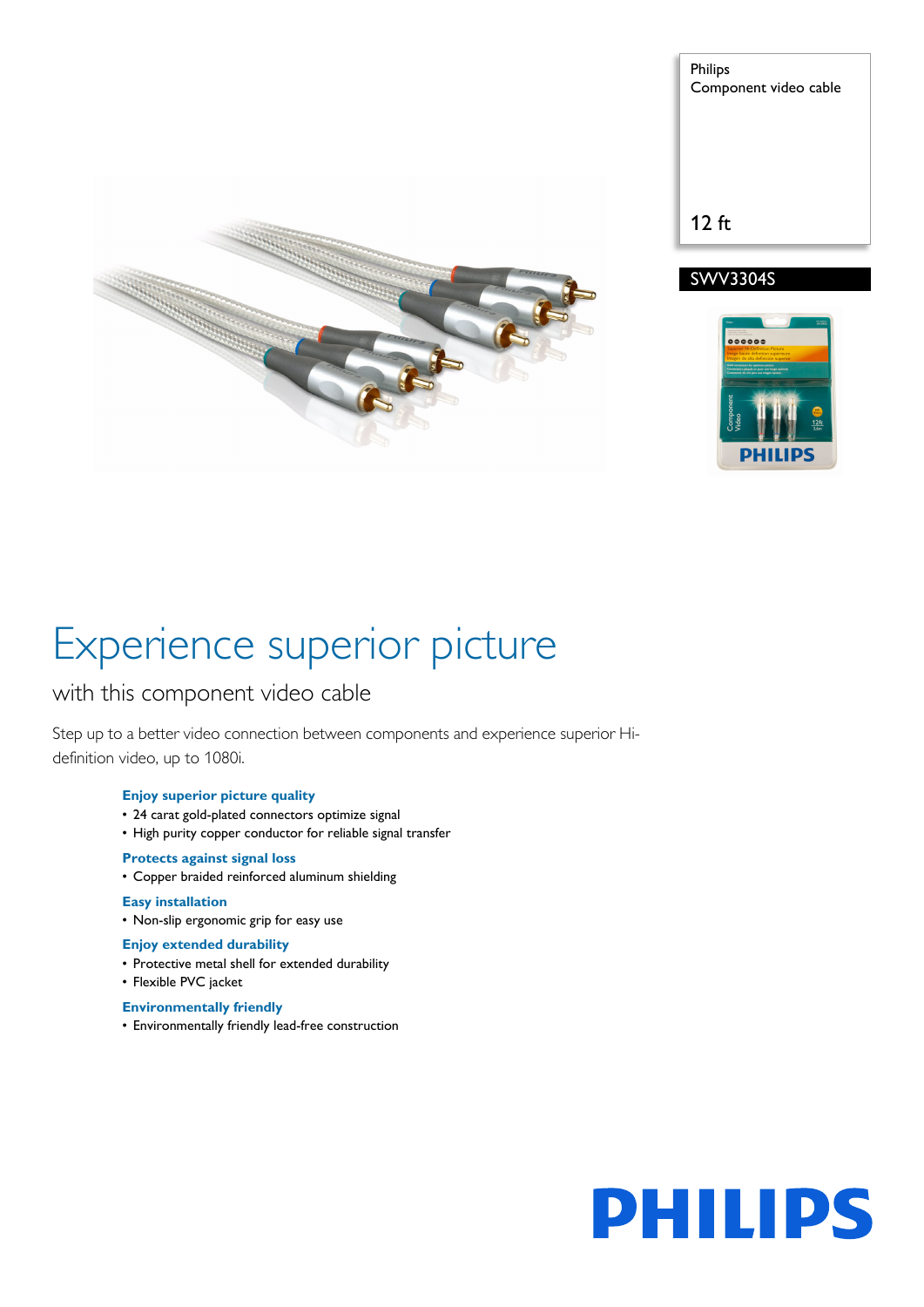Philips
Component video cable

12 ft

SWV3304S

# Experience superior picture

## with this component video cable

Step up to a better video connection between components and experience superior Hi-definition video, up to 1080i.

### Enjoy superior picture quality
- 24 carat gold-plated connectors optimize signal
- High purity copper conductor for reliable signal transfer

### Protects against signal loss
- Copper braided reinforced aluminum shielding

### Easy installation
- Non-slip ergonomic grip for easy use

### Enjoy extended durability
- Protective metal shell for extended durability
- Flexible PVC jacket

### Environmentally friendly
- Environmentally friendly lead-free construction

PHILIPS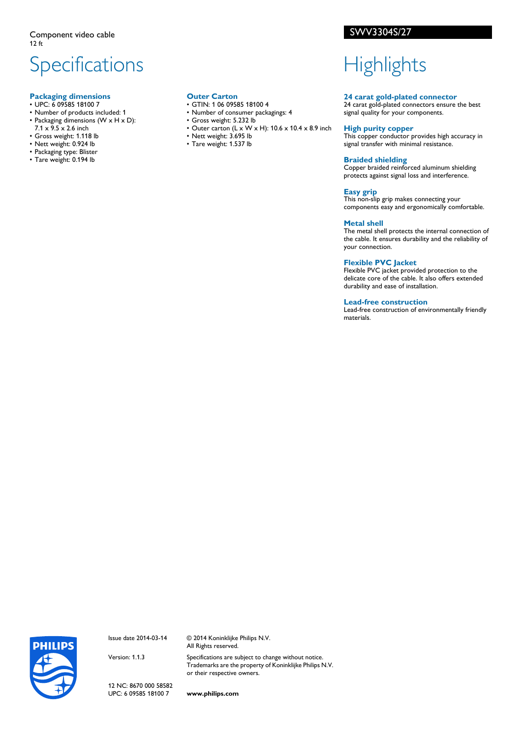Component video cable
12 ft

SWV3304S/27

# Specifications

## Packaging dimensions

- UPC: 6 09585 18100 7
- Number of products included: 1
- Packaging dimensions (W x H x D): 7.1 x 9.5 x 2.6 inch
- Gross weight: 1.118 lb
- Nett weight: 0.924 lb
- Packaging type: Blister
- Tare weight: 0.194 lb

## Outer Carton

- GTIN: 1 06 09585 18100 4
- Number of consumer packagings: 4
- Gross weight: 5.232 lb
- Outer carton (L x W x H): 10.6 x 10.4 x 8.9 inch
- Nett weight: 3.695 lb
- Tare weight: 1.537 lb

# Highlights

## 24 carat gold-plated connector

24 carat gold-plated connectors ensure the best signal quality for your components.

## High purity copper

This copper conductor provides high accuracy in signal transfer with minimal resistance.

## Braided shielding

Copper braided reinforced aluminum shielding protects against signal loss and interference.

## Easy grip

This non-slip grip makes connecting your components easy and ergonomically comfortable.

## Metal shell

The metal shell protects the internal connection of the cable. It ensures durability and the reliability of your connection.

## Flexible PVC Jacket

Flexible PVC jacket provided protection to the delicate core of the cable. It also offers extended durability and ease of installation.

## Lead-free construction

Lead-free construction of environmentally friendly materials.

Issue date 2014-03-14

Version: 1.1.3

12 NC: 8670 000 58582
UPC: 6 09585 18100 7

© 2014 Koninklijke Philips N.V.
All Rights reserved.

Specifications are subject to change without notice. Trademarks are the property of Koninklijke Philips N.V. or their respective owners.

**www.philips.com**